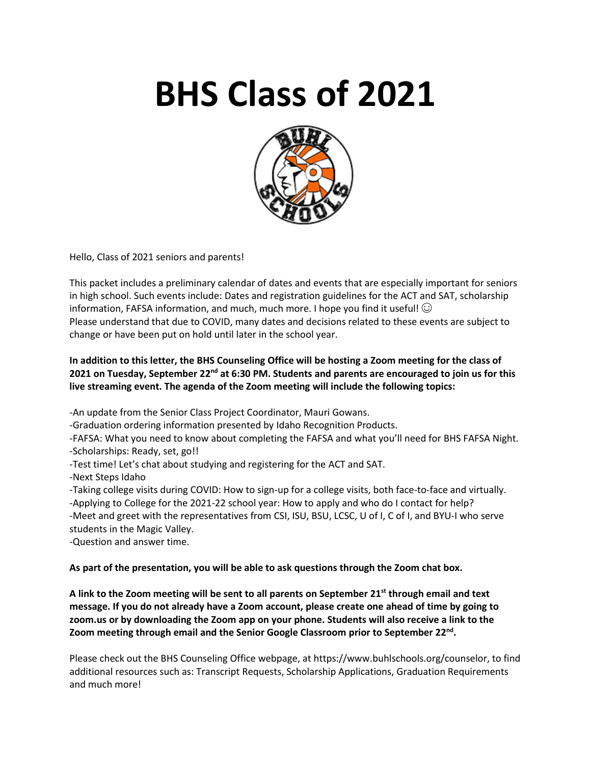# BHS Class of 2021

Hello, Class of 2021 seniors and parents!

This packet includes a preliminary calendar of dates and events that are especially important for seniors in high school. Such events include: Dates and registration guidelines for the ACT and SAT, scholarship information, FAFSA information, and much, much more. I hope you find it useful! ☺
Please understand that due to COVID, many dates and decisions related to these events are subject to change or have been put on hold until later in the school year.

**In addition to this letter, the BHS Counseling Office will be hosting a Zoom meeting for the class of 2021 on Tuesday, September 22nd at 6:30 PM. Students and parents are encouraged to join us for this live streaming event. The agenda of the Zoom meeting will include the following topics:**

-An update from the Senior Class Project Coordinator, Mauri Gowans.
-Graduation ordering information presented by Idaho Recognition Products.
-FAFSA: What you need to know about completing the FAFSA and what you'll need for BHS FAFSA Night.
-Scholarships: Ready, set, go!!
-Test time! Let's chat about studying and registering for the ACT and SAT.
-Next Steps Idaho
-Taking college visits during COVID: How to sign-up for a college visits, both face-to-face and virtually.
-Applying to College for the 2021-22 school year: How to apply and who do I contact for help?
-Meet and greet with the representatives from CSI, ISU, BSU, LCSC, U of I, C of I, and BYU-I who serve students in the Magic Valley.
-Question and answer time.

**As part of the presentation, you will be able to ask questions through the Zoom chat box.**

**A link to the Zoom meeting will be sent to all parents on September 21st through email and text message. If you do not already have a Zoom account, please create one ahead of time by going to zoom.us or by downloading the Zoom app on your phone. Students will also receive a link to the Zoom meeting through email and the Senior Google Classroom prior to September 22nd.**

Please check out the BHS Counseling Office webpage, at https://www.buhlschools.org/counselor, to find additional resources such as: Transcript Requests, Scholarship Applications, Graduation Requirements and much more!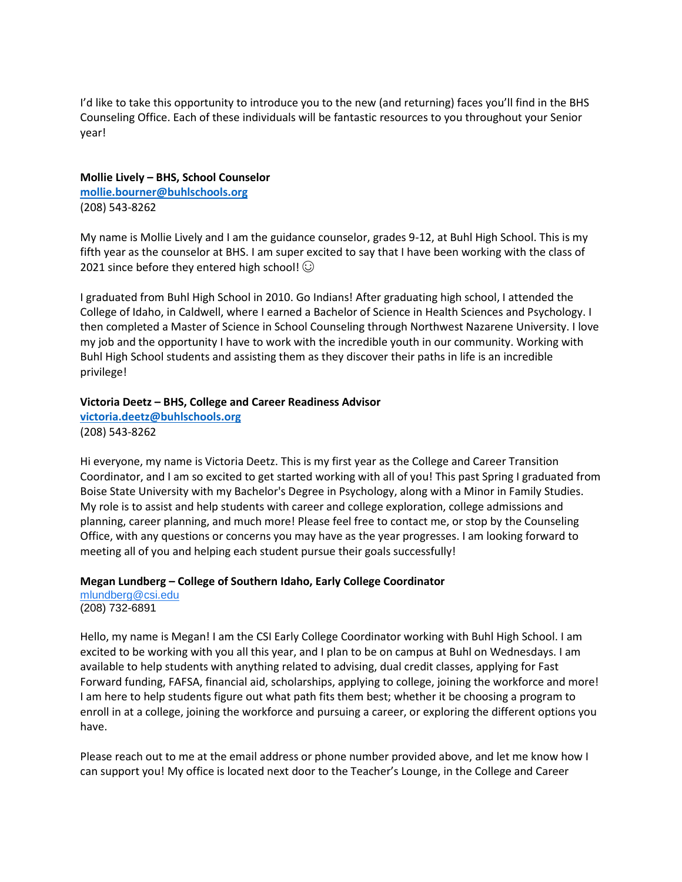I'd like to take this opportunity to introduce you to the new (and returning) faces you'll find in the BHS Counseling Office. Each of these individuals will be fantastic resources to you throughout your Senior year!

**Mollie Lively – BHS, School Counselor**
[mollie.bourner@buhlschools.org](mailto:mollie.bourner@buhlschools.org)
(208) 543-8262

My name is Mollie Lively and I am the guidance counselor, grades 9-12, at Buhl High School. This is my fifth year as the counselor at BHS. I am super excited to say that I have been working with the class of 2021 since before they entered high school! ☺

I graduated from Buhl High School in 2010. Go Indians! After graduating high school, I attended the College of Idaho, in Caldwell, where I earned a Bachelor of Science in Health Sciences and Psychology. I then completed a Master of Science in School Counseling through Northwest Nazarene University. I love my job and the opportunity I have to work with the incredible youth in our community. Working with Buhl High School students and assisting them as they discover their paths in life is an incredible privilege!

**Victoria Deetz – BHS, College and Career Readiness Advisor**
[victoria.deetz@buhlschools.org](mailto:victoria.deetz@buhlschools.org)
(208) 543-8262

Hi everyone, my name is Victoria Deetz. This is my first year as the College and Career Transition Coordinator, and I am so excited to get started working with all of you! This past Spring I graduated from Boise State University with my Bachelor's Degree in Psychology, along with a Minor in Family Studies. My role is to assist and help students with career and college exploration, college admissions and planning, career planning, and much more! Please feel free to contact me, or stop by the Counseling Office, with any questions or concerns you may have as the year progresses. I am looking forward to meeting all of you and helping each student pursue their goals successfully!

**Megan Lundberg – College of Southern Idaho, Early College Coordinator**
[mlundberg@csi.edu](mailto:mlundberg@csi.edu)
(208) 732-6891

Hello, my name is Megan! I am the CSI Early College Coordinator working with Buhl High School. I am excited to be working with you all this year, and I plan to be on campus at Buhl on Wednesdays. I am available to help students with anything related to advising, dual credit classes, applying for Fast Forward funding, FAFSA, financial aid, scholarships, applying to college, joining the workforce and more! I am here to help students figure out what path fits them best; whether it be choosing a program to enroll in at a college, joining the workforce and pursuing a career, or exploring the different options you have.

Please reach out to me at the email address or phone number provided above, and let me know how I can support you! My office is located next door to the Teacher's Lounge, in the College and Career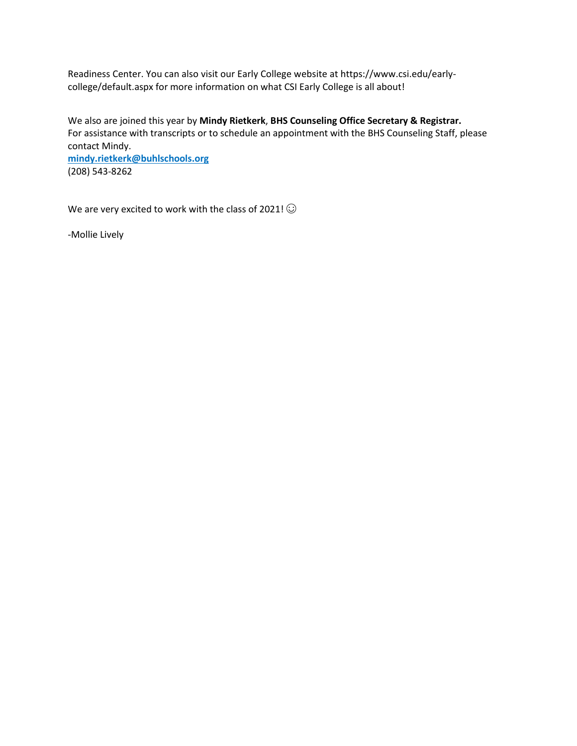Readiness Center. You can also visit our Early College website at https://www.csi.edu/early-college/default.aspx for more information on what CSI Early College is all about!

We also are joined this year by **Mindy Rietkerk**, **BHS Counseling Office Secretary & Registrar.** For assistance with transcripts or to schedule an appointment with the BHS Counseling Staff, please contact Mindy.
**mindy.rietkerk@buhlschools.org**
(208) 543-8262

We are very excited to work with the class of 2021! ☺

-Mollie Lively